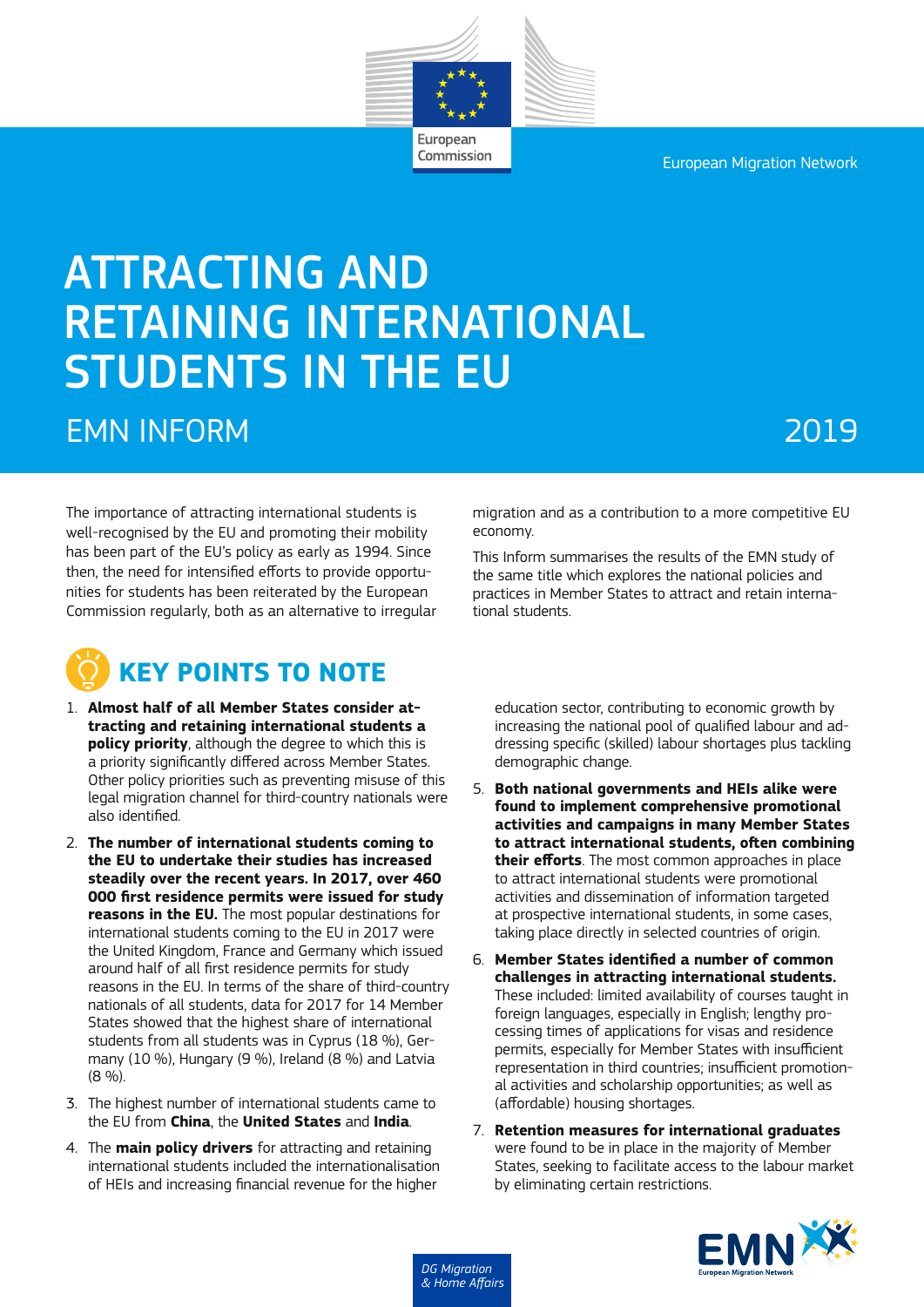European Commission

European Migration Network

# ATTRACTING AND RETAINING INTERNATIONAL STUDENTS IN THE EU

## EMN INFORM

2019

The importance of attracting international students is well-recognised by the EU and promoting their mobility has been part of the EU's policy as early as 1994. Since then, the need for intensified efforts to provide opportunities for students has been reiterated by the European Commission regularly, both as an alternative to irregular migration and as a contribution to a more competitive EU economy.

This Inform summarises the results of the EMN study of the same title which explores the national policies and practices in Member States to attract and retain international students.

## KEY POINTS TO NOTE

1. **Almost half of all Member States consider attracting and retaining international students a policy priority**, although the degree to which this is a priority significantly differed across Member States. Other policy priorities such as preventing misuse of this legal migration channel for third-country nationals were also identified.
2. **The number of international students coming to the EU to undertake their studies has increased steadily over the recent years. In 2017, over 460 000 first residence permits were issued for study reasons in the EU.** The most popular destinations for international students coming to the EU in 2017 were the United Kingdom, France and Germany which issued around half of all first residence permits for study reasons in the EU. In terms of the share of third-country nationals of all students, data for 2017 for 14 Member States showed that the highest share of international students from all students was in Cyprus (18 %), Germany (10 %), Hungary (9 %), Ireland (8 %) and Latvia (8 %).
3. The highest number of international students came to the EU from **China**, the **United States** and **India**.
4. The **main policy drivers** for attracting and retaining international students included the internationalisation of HEIs and increasing financial revenue for the higher education sector, contributing to economic growth by increasing the national pool of qualified labour and addressing specific (skilled) labour shortages plus tackling demographic change.
5. **Both national governments and HEIs alike were found to implement comprehensive promotional activities and campaigns in many Member States to attract international students, often combining their efforts**. The most common approaches in place to attract international students were promotional activities and dissemination of information targeted at prospective international students, in some cases, taking place directly in selected countries of origin.
6. **Member States identified a number of common challenges in attracting international students.** These included: limited availability of courses taught in foreign languages, especially in English; lengthy processing times of applications for visas and residence permits, especially for Member States with insufficient representation in third countries; insufficient promotional activities and scholarship opportunities; as well as (affordable) housing shortages.
7. **Retention measures for international graduates** were found to be in place in the majority of Member States, seeking to facilitate access to the labour market by eliminating certain restrictions.

*DG Migration & Home Affairs*

EMN European Migration Network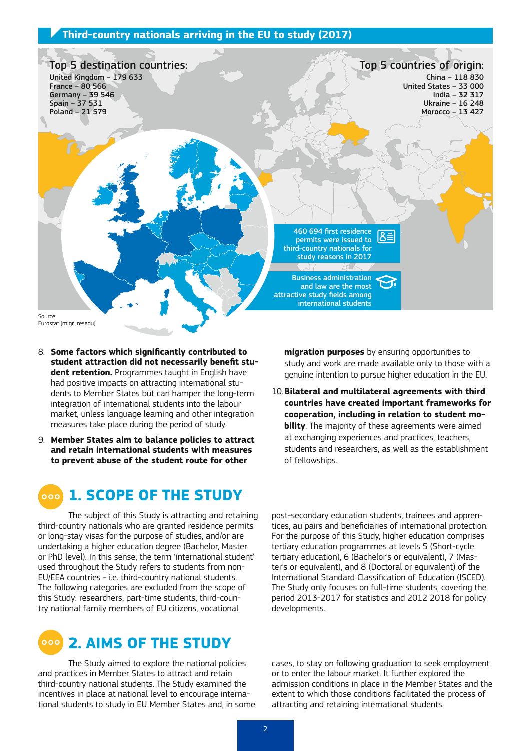## Third-country nationals arriving in the EU to study (2017)

**Top 5 destination countries:**

United Kingdom – 179 633
France – 80 566
Germany – 39 546
Spain – 37 531
Poland – 21 579

**Top 5 countries of origin:**

China – 118 830
United States – 33 000
India – 32 317
Ukraine – 16 248
Morocco – 13 427

460 694 first residence permits were issued to third-country nationals for study reasons in 2017

Business administration and law are the most attractive study fields among international students

Source: Eurostat [migr_resedu]

8. **Some factors which significantly contributed to student attraction did not necessarily benefit student retention.** Programmes taught in English have had positive impacts on attracting international students to Member States but can hamper the long-term integration of international students into the labour market, unless language learning and other integration measures take place during the period of study.

9. **Member States aim to balance policies to attract and retain international students with measures to prevent abuse of the student route for other migration purposes** by ensuring opportunities to study and work are made available only to those with a genuine intention to pursue higher education in the EU.

10. **Bilateral and multilateral agreements with third countries have created important frameworks for cooperation, including in relation to student mobility**. The majority of these agreements were aimed at exchanging experiences and practices, teachers, students and researchers, as well as the establishment of fellowships.

## 1. SCOPE OF THE STUDY

The subject of this Study is attracting and retaining third-country nationals who are granted residence permits or long-stay visas for the purpose of studies, and/or are undertaking a higher education degree (Bachelor, Master or PhD level). In this sense, the term 'international student' used throughout the Study refers to students from non-EU/EEA countries - i.e. third-country national students. The following categories are excluded from the scope of this Study: researchers, part-time students, third-country national family members of EU citizens, vocational post-secondary education students, trainees and apprentices, au pairs and beneficiaries of international protection. For the purpose of this Study, higher education comprises tertiary education programmes at levels 5 (Short-cycle tertiary education), 6 (Bachelor's or equivalent), 7 (Master's or equivalent), and 8 (Doctoral or equivalent) of the International Standard Classification of Education (ISCED). The Study only focuses on full-time students, covering the period 2013-2017 for statistics and 2012 2018 for policy developments.

## 2. AIMS OF THE STUDY

The Study aimed to explore the national policies and practices in Member States to attract and retain third-country national students. The Study examined the incentives in place at national level to encourage international students to study in EU Member States and, in some cases, to stay on following graduation to seek employment or to enter the labour market. It further explored the admission conditions in place in the Member States and the extent to which those conditions facilitated the process of attracting and retaining international students.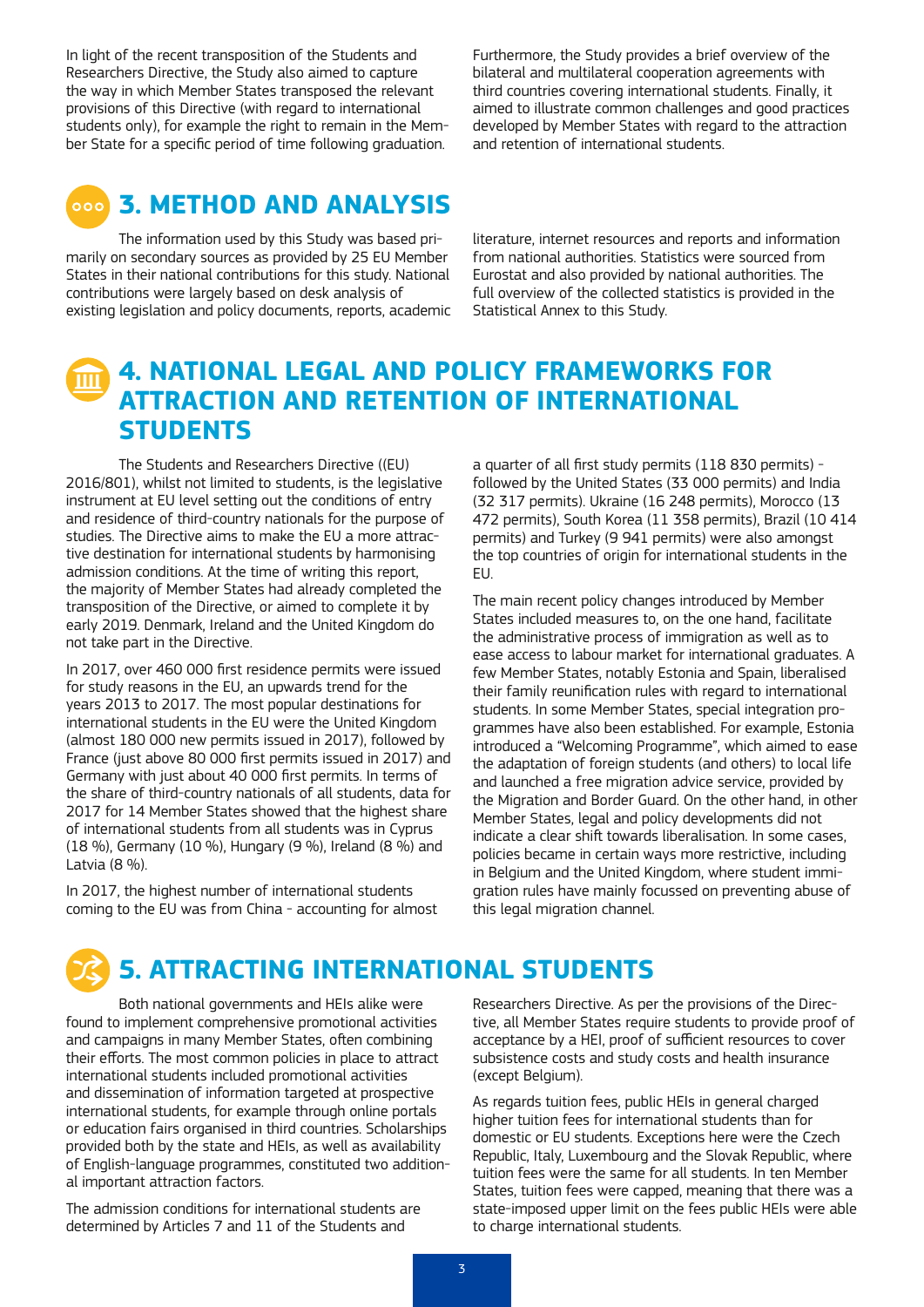In light of the recent transposition of the Students and Researchers Directive, the Study also aimed to capture the way in which Member States transposed the relevant provisions of this Directive (with regard to international students only), for example the right to remain in the Member State for a specific period of time following graduation.

Furthermore, the Study provides a brief overview of the bilateral and multilateral cooperation agreements with third countries covering international students. Finally, it aimed to illustrate common challenges and good practices developed by Member States with regard to the attraction and retention of international students.

## 3. METHOD AND ANALYSIS

The information used by this Study was based primarily on secondary sources as provided by 25 EU Member States in their national contributions for this study. National contributions were largely based on desk analysis of existing legislation and policy documents, reports, academic literature, internet resources and reports and information from national authorities. Statistics were sourced from Eurostat and also provided by national authorities. The full overview of the collected statistics is provided in the Statistical Annex to this Study.

## 4. NATIONAL LEGAL AND POLICY FRAMEWORKS FOR ATTRACTION AND RETENTION OF INTERNATIONAL STUDENTS

The Students and Researchers Directive ((EU) 2016/801), whilst not limited to students, is the legislative instrument at EU level setting out the conditions of entry and residence of third-country nationals for the purpose of studies. The Directive aims to make the EU a more attractive destination for international students by harmonising admission conditions. At the time of writing this report, the majority of Member States had already completed the transposition of the Directive, or aimed to complete it by early 2019. Denmark, Ireland and the United Kingdom do not take part in the Directive.

In 2017, over 460 000 first residence permits were issued for study reasons in the EU, an upwards trend for the years 2013 to 2017. The most popular destinations for international students in the EU were the United Kingdom (almost 180 000 new permits issued in 2017), followed by France (just above 80 000 first permits issued in 2017) and Germany with just about 40 000 first permits. In terms of the share of third-country nationals of all students, data for 2017 for 14 Member States showed that the highest share of international students from all students was in Cyprus (18 %), Germany (10 %), Hungary (9 %), Ireland (8 %) and Latvia (8 %).

In 2017, the highest number of international students coming to the EU was from China - accounting for almost a quarter of all first study permits (118 830 permits) - followed by the United States (33 000 permits) and India (32 317 permits). Ukraine (16 248 permits), Morocco (13 472 permits), South Korea (11 358 permits), Brazil (10 414 permits) and Turkey (9 941 permits) were also amongst the top countries of origin for international students in the EU.

The main recent policy changes introduced by Member States included measures to, on the one hand, facilitate the administrative process of immigration as well as to ease access to labour market for international graduates. A few Member States, notably Estonia and Spain, liberalised their family reunification rules with regard to international students. In some Member States, special integration programmes have also been established. For example, Estonia introduced a "Welcoming Programme", which aimed to ease the adaptation of foreign students (and others) to local life and launched a free migration advice service, provided by the Migration and Border Guard. On the other hand, in other Member States, legal and policy developments did not indicate a clear shift towards liberalisation. In some cases, policies became in certain ways more restrictive, including in Belgium and the United Kingdom, where student immigration rules have mainly focussed on preventing abuse of this legal migration channel.

## 5. ATTRACTING INTERNATIONAL STUDENTS

Both national governments and HEIs alike were found to implement comprehensive promotional activities and campaigns in many Member States, often combining their efforts. The most common policies in place to attract international students included promotional activities and dissemination of information targeted at prospective international students, for example through online portals or education fairs organised in third countries. Scholarships provided both by the state and HEIs, as well as availability of English-language programmes, constituted two additional important attraction factors.

The admission conditions for international students are determined by Articles 7 and 11 of the Students and Researchers Directive. As per the provisions of the Directive, all Member States require students to provide proof of acceptance by a HEI, proof of sufficient resources to cover subsistence costs and study costs and health insurance (except Belgium).

As regards tuition fees, public HEIs in general charged higher tuition fees for international students than for domestic or EU students. Exceptions here were the Czech Republic, Italy, Luxembourg and the Slovak Republic, where tuition fees were the same for all students. In ten Member States, tuition fees were capped, meaning that there was a state-imposed upper limit on the fees public HEIs were able to charge international students.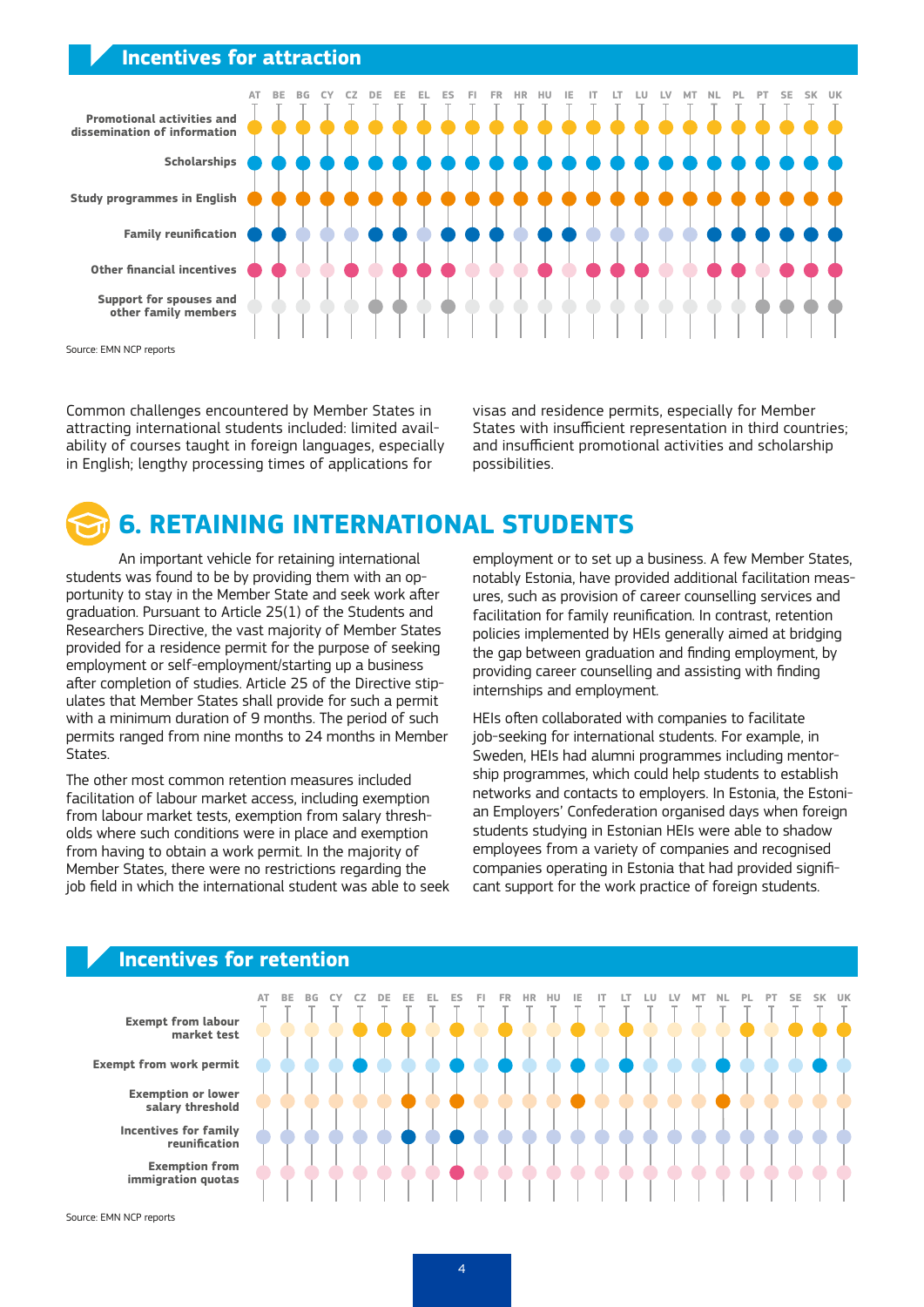## Incentives for attraction

| | AT | BE | BG | CY | CZ | DE | EE | EL | ES | FI | FR | HR | HU | IE | IT | LT | LU | LV | MT | NL | PL | PT | SE | SK | UK |
|---|---|---|---|---|---|---|---|---|---|---|---|---|---|---|---|---|---|---|---|---|---|---|---|---|---|
| Promotional activities and dissemination of information | ● | ● | ● | ● | ● | ● | ● | ● | ● | ● | ● | ● | ● | ● | ● | ● | ● | ● | ● | ● | ● | ● | ● | ● | ● |
| Scholarships | ● | ● | ● | ● | ● | ● | ● | ● | ● | ● | ● | ● | ● | ● | ● | ● | ● | ● | ● | ● | ● | ● | ● | ● | ● |
| Study programmes in English | ● | ● | ● | ● | ● | ● | ● | ● | ● | ● | ● | ● | ● | ● | ● | ● | ● | ● | ● | ● | ● | ● | ● | ● | ● |
| Family reunification | ● | ● | | | | ● | ● | | ● | ● | ● | | ● | ● | | | | | | ● | ● | ● | ● | ● | ● |
| Other financial incentives | ● | ● | | | ● | | ● | ● | ● | | | | ● | | ● | ● | ● | | | ● | ● | | ● | ● | ● |
| Support for spouses and other family members | | | | | | ● | ● | | ● | | | | | | | | | | | | | ● | ● | ● | ● |

Source: EMN NCP reports

Common challenges encountered by Member States in attracting international students included: limited availability of courses taught in foreign languages, especially in English; lengthy processing times of applications for visas and residence permits, especially for Member States with insufficient representation in third countries; and insufficient promotional activities and scholarship possibilities.

# 6. RETAINING INTERNATIONAL STUDENTS

An important vehicle for retaining international students was found to be by providing them with an opportunity to stay in the Member State and seek work after graduation. Pursuant to Article 25(1) of the Students and Researchers Directive, the vast majority of Member States provided for a residence permit for the purpose of seeking employment or self-employment/starting up a business after completion of studies. Article 25 of the Directive stipulates that Member States shall provide for such a permit with a minimum duration of 9 months. The period of such permits ranged from nine months to 24 months in Member States.

The other most common retention measures included facilitation of labour market access, including exemption from labour market tests, exemption from salary thresholds where such conditions were in place and exemption from having to obtain a work permit. In the majority of Member States, there were no restrictions regarding the job field in which the international student was able to seek employment or to set up a business. A few Member States, notably Estonia, have provided additional facilitation measures, such as provision of career counselling services and facilitation for family reunification. In contrast, retention policies implemented by HEIs generally aimed at bridging the gap between graduation and finding employment, by providing career counselling and assisting with finding internships and employment.

HEIs often collaborated with companies to facilitate job-seeking for international students. For example, in Sweden, HEIs had alumni programmes including mentorship programmes, which could help students to establish networks and contacts to employers. In Estonia, the Estonian Employers' Confederation organised days when foreign students studying in Estonian HEIs were able to shadow employees from a variety of companies and recognised companies operating in Estonia that had provided significant support for the work practice of foreign students.

## Incentives for retention

| | AT | BE | BG | CY | CZ | DE | EE | EL | ES | FI | FR | HR | HU | IE | IT | LT | LU | LV | MT | NL | PL | PT | SE | SK | UK |
|---|---|---|---|---|---|---|---|---|---|---|---|---|---|---|---|---|---|---|---|---|---|---|---|---|---|
| Exempt from labour market test | | | | | ● | ● | ● | | ● | | ● | | | ● | | ● | | | | | ● | | ● | ● | ● |
| Exempt from work permit | | | | | ● | | | | ● | | ● | | | ● | | ● | | | | ● | | | | ● | |
| Exemption or lower salary threshold | | | | | | | ● | | ● | | | | | ● | | | | | | ● | | | | | |
| Incentives for family reunification | | | | | | | ● | | ● | | | | | | | | | | | | | | | | |
| Exemption from immigration quotas | | | | | | | | | ● | | | | | | | | | | | | | | | | |

Source: EMN NCP reports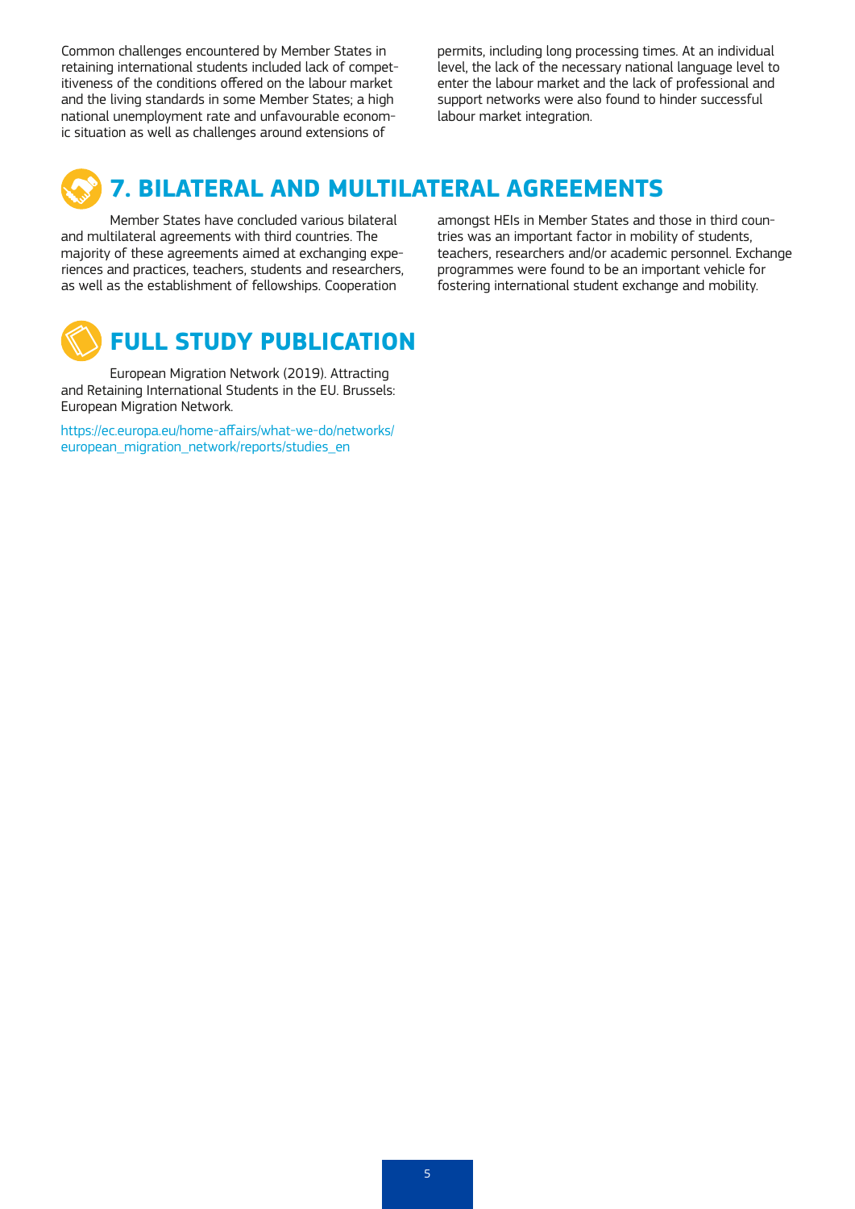Common challenges encountered by Member States in retaining international students included lack of competitiveness of the conditions offered on the labour market and the living standards in some Member States; a high national unemployment rate and unfavourable economic situation as well as challenges around extensions of permits, including long processing times. At an individual level, the lack of the necessary national language level to enter the labour market and the lack of professional and support networks were also found to hinder successful labour market integration.

## 7. BILATERAL AND MULTILATERAL AGREEMENTS

Member States have concluded various bilateral and multilateral agreements with third countries. The majority of these agreements aimed at exchanging experiences and practices, teachers, students and researchers, as well as the establishment of fellowships. Cooperation amongst HEIs in Member States and those in third countries was an important factor in mobility of students, teachers, researchers and/or academic personnel. Exchange programmes were found to be an important vehicle for fostering international student exchange and mobility.

## FULL STUDY PUBLICATION

European Migration Network (2019). Attracting and Retaining International Students in the EU. Brussels: European Migration Network.

https://ec.europa.eu/home-affairs/what-we-do/networks/european_migration_network/reports/studies_en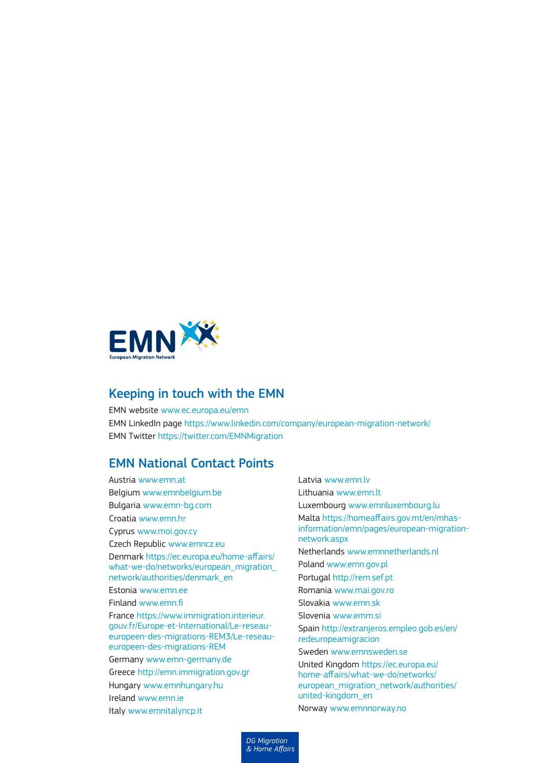EMN

European Migration Network

## Keeping in touch with the EMN

EMN website www.ec.europa.eu/emn

EMN LinkedIn page https://www.linkedin.com/company/european-migration-network/

EMN Twitter https://twitter.com/EMNMigration

## EMN National Contact Points

Austria www.emn.at

Belgium www.emnbelgium.be

Bulgaria www.emn-bg.com

Croatia www.emn.hr

Cyprus www.moi.gov.cy

Czech Republic www.emncz.eu

Denmark https://ec.europa.eu/home-affairs/what-we-do/networks/european_migration_network/authorities/denmark_en

Estonia www.emn.ee

Finland www.emn.fi

France https://www.immigration.interieur.gouv.fr/Europe-et-International/Le-reseau-europeen-des-migrations-REM3/Le-reseau-europeen-des-migrations-REM

Germany www.emn-germany.de

Greece http://emn.immigration.gov.gr

Hungary www.emnhungary.hu

Ireland www.emn.ie

Italy www.emnitalyncp.it

Latvia www.emn.lv

Lithuania www.emn.lt

Luxembourg www.emnluxembourg.lu

Malta https://homeaffairs.gov.mt/en/mhas-information/emn/pages/european-migration-network.aspx

Netherlands www.emnnetherlands.nl

Poland www.emn.gov.pl

Portugal http://rem.sef.pt

Romania www.mai.gov.ro

Slovakia www.emn.sk

Slovenia www.emm.si

Spain http://extranjeros.empleo.gob.es/en/redeuropeamigracion

Sweden www.emnsweden.se

United Kingdom https://ec.europa.eu/home-affairs/what-we-do/networks/european_migration_network/authorities/united-kingdom_en

Norway www.emnnorway.no

*DG Migration & Home Affairs*